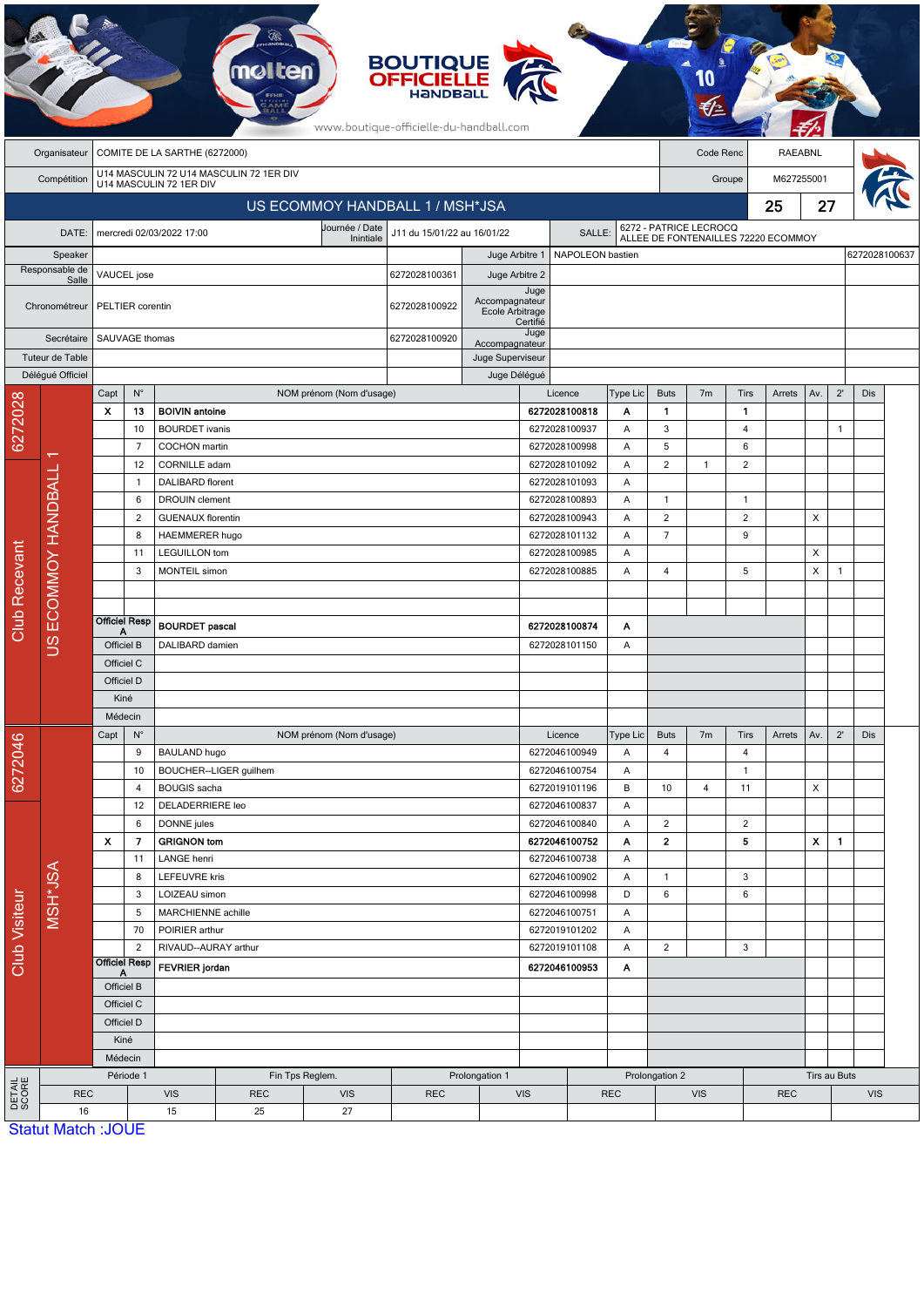BOUTIQUE OFFICIELLE HANDBALL

www.boutique-officielle-du-handball.com

| | | | |
|---|---|---|---|
| Organisateur | COMITE DE LA SARTHE (6272000) | Code Renc | RAEABNL |
| Compétition | U14 MASCULIN 72 U14 MASCULIN 72 1ER DIV U14 MASCULIN 72 1ER DIV | Groupe | M627255001 |

## US ECOMMOY HANDBALL 1 / MSH*JSA — 25 / 27

| | | | | | |
|---|---|---|---|---|---|
| DATE: | mercredi 02/03/2022 17:00 | Journée / Date Inintiale | J11 du 15/01/22 au 16/01/22 | SALLE: | 6272 - PATRICE LECROCQ ALLEE DE FONTENAILLES 72220 ECOMMOY |

| | | | | | |
|---|---|---|---|---|---|
| Speaker | | | Juge Arbitre 1 | NAPOLEON bastien | 6272028100637 |
| Responsable de Salle | VAUCEL jose | 6272028100361 | Juge Arbitre 2 | | |
| Chronométreur | PELTIER corentin | 6272028100922 | Juge Accompagnateur Ecole Arbitrage Certifié | | |
| Secrétaire | SAUVAGE thomas | 6272028100920 | Juge Accompagnateur | | |
| Tuteur de Table | | | Juge Superviseur | | |
| Délégué Officiel | | | Juge Délégué | | |

### Club Recevant — 6272028 — US ECOMMOY HANDBALL 1

| Capt | N° | NOM prénom (Nom d'usage) | Licence | Type Lic | Buts | 7m | Tirs | Arrets | Av. | 2' | Dis |
|---|---|---|---|---|---|---|---|---|---|---|---|
| X | 13 | **BOIVIN antoine** | **6272028100818** | **A** | **1** | | **1** | | | | |
| | 10 | BOURDET ivanis | 6272028100937 | A | 3 | | 4 | | | 1 | |
| | 7 | COCHON martin | 6272028100998 | A | 5 | | 6 | | | | |
| | 12 | CORNILLE adam | 6272028101092 | A | 2 | 1 | 2 | | | | |
| | 1 | DALIBARD florent | 6272028101093 | A | | | | | | | |
| | 6 | DROUIN clement | 6272028100893 | A | 1 | | 1 | | | | |
| | 2 | GUENAUX florentin | 6272028100943 | A | 2 | | 2 | | X | | |
| | 8 | HAEMMERER hugo | 6272028101132 | A | 7 | | 9 | | | | |
| | 11 | LEGUILLON tom | 6272028100985 | A | | | | | X | | |
| | 3 | MONTEIL simon | 6272028100885 | A | 4 | | 5 | | X | 1 | |
| | | | | | | | | | | | |
| | | | | | | | | | | | |
| Officiel Resp A | | **BOURDET pascal** | **6272028100874** | **A** | | | | | | | |
| Officiel B | | DALIBARD damien | 6272028101150 | A | | | | | | | |
| Officiel C | | | | | | | | | | | |
| Officiel D | | | | | | | | | | | |
| Kiné | | | | | | | | | | | |
| Médecin | | | | | | | | | | | |

### Club Visiteur — 6272046 — MSH*JSA

| Capt | N° | NOM prénom (Nom d'usage) | Licence | Type Lic | Buts | 7m | Tirs | Arrets | Av. | 2' | Dis |
|---|---|---|---|---|---|---|---|---|---|---|---|
| | 9 | BAULAND hugo | 6272046100949 | A | 4 | | 4 | | | | |
| | 10 | BOUCHER--LIGER guilhem | 6272046100754 | A | | | 1 | | | | |
| | 4 | BOUGIS sacha | 6272019101196 | B | 10 | 4 | 11 | | X | | |
| | 12 | DELADERRIERE leo | 6272046100837 | A | | | | | | | |
| | 6 | DONNE jules | 6272046100840 | A | 2 | | 2 | | | | |
| X | 7 | **GRIGNON tom** | **6272046100752** | **A** | **2** | | **5** | | **X** | **1** | |
| | 11 | LANGE henri | 6272046100738 | A | | | | | | | |
| | 8 | LEFEUVRE kris | 6272046100902 | A | 1 | | 3 | | | | |
| | 3 | LOIZEAU simon | 6272046100998 | D | 6 | | 6 | | | | |
| | 5 | MARCHIENNE achille | 6272046100751 | A | | | | | | | |
| | 70 | POIRIER arthur | 6272019101202 | A | | | | | | | |
| | 2 | RIVAUD--AURAY arthur | 6272019101108 | A | 2 | | 3 | | | | |
| Officiel Resp A | | **FEVRIER jordan** | **6272046100953** | **A** | | | | | | | |
| Officiel B | | | | | | | | | | | |
| Officiel C | | | | | | | | | | | |
| Officiel D | | | | | | | | | | | |
| Kiné | | | | | | | | | | | |
| Médecin | | | | | | | | | | | |

### DETAIL SCORE

| Période 1 | | Fin Tps Reglem. | | Prolongation 1 | | Prolongation 2 | | Tirs au Buts | |
|---|---|---|---|---|---|---|---|---|---|
| REC | VIS | REC | VIS | REC | VIS | REC | VIS | REC | VIS |
| 16 | 15 | 25 | 27 | | | | | | |

Statut Match :JOUE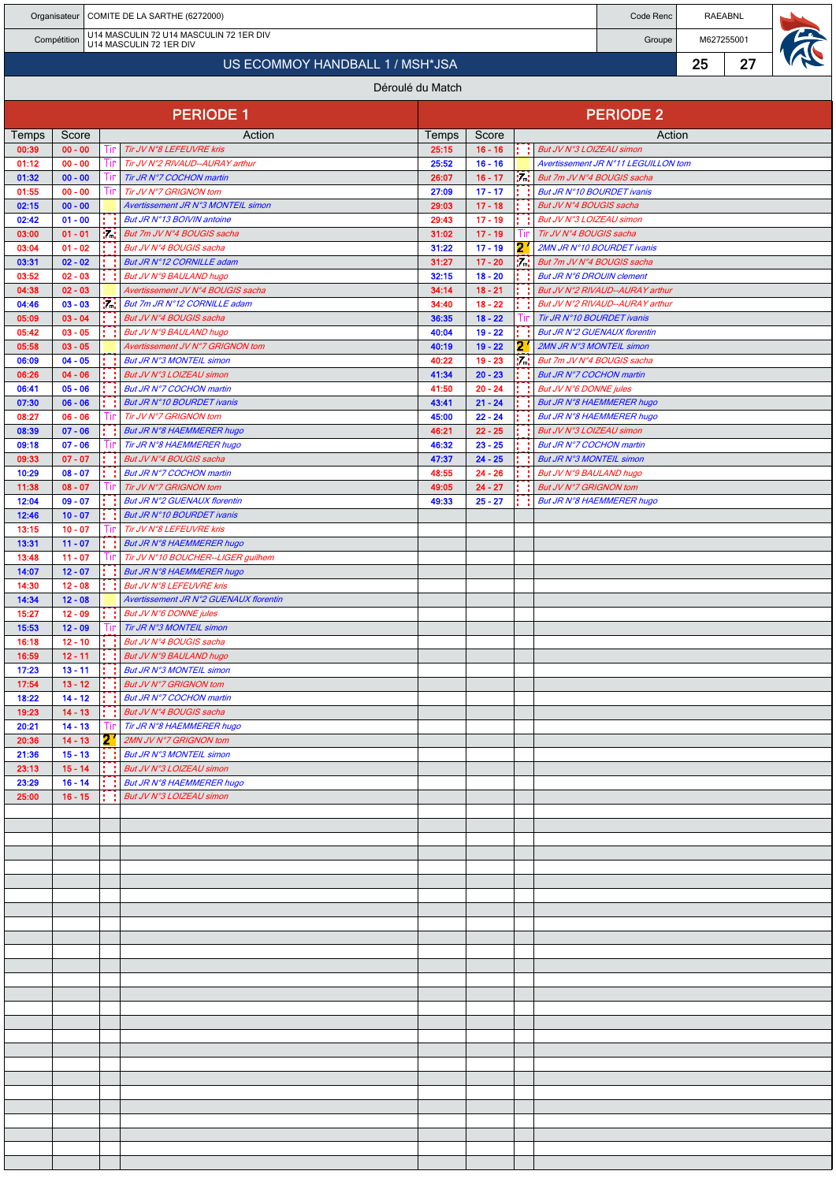| Organisateur | COMITE DE LA SARTHE (6272000) | Code Renc | RAEABNL |
|---|---|---|---|
| Compétition | U14 MASCULIN 72 U14 MASCULIN 72 1ER DIV U14 MASCULIN 72 1ER DIV | Groupe | M627255001 |

## US ECOMMOY HANDBALL 1 / MSH*JSA — 25 | 27

### Déroulé du Match

| PERIODE 1 | | | PERIODE 2 | | |
|---|---|---|---|---|---|
| Temps | Score | Action | Temps | Score | Action |
| 00:39 | 00 - 00 | Tir JV N°8 LEFEUVRE kris | 25:15 | 16 - 16 | But JV N°3 LOIZEAU simon |
| 01:12 | 00 - 00 | Tir JV N°2 RIVAUD--AURAY arthur | 25:52 | 16 - 16 | Avertissement JR N°11 LEGUILLON tom |
| 01:32 | 00 - 00 | Tir JR N°7 COCHON martin | 26:07 | 16 - 17 | But 7m JV N°4 BOUGIS sacha |
| 01:55 | 00 - 00 | Tir JV N°7 GRIGNON tom | 27:09 | 17 - 17 | But JR N°10 BOURDET ivanis |
| 02:15 | 00 - 00 | Avertissement JR N°3 MONTEIL simon | 29:03 | 17 - 18 | But JV N°4 BOUGIS sacha |
| 02:42 | 01 - 00 | But JR N°13 BOIVIN antoine | 29:43 | 17 - 19 | But JV N°3 LOIZEAU simon |
| 03:00 | 01 - 01 | But 7m JV N°4 BOUGIS sacha | 31:02 | 17 - 19 | Tir JV N°4 BOUGIS sacha |
| 03:04 | 01 - 02 | But JV N°4 BOUGIS sacha | 31:22 | 17 - 19 | 2MN JR N°10 BOURDET ivanis |
| 03:31 | 02 - 02 | But JR N°12 CORNILLE adam | 31:27 | 17 - 20 | But 7m JV N°4 BOUGIS sacha |
| 03:52 | 02 - 03 | But JV N°9 BAULAND hugo | 32:15 | 18 - 20 | But JR N°6 DROUIN clement |
| 04:38 | 02 - 03 | Avertissement JV N°4 BOUGIS sacha | 34:14 | 18 - 21 | But JV N°2 RIVAUD--AURAY arthur |
| 04:46 | 03 - 03 | But 7m JR N°12 CORNILLE adam | 34:40 | 18 - 22 | But JV N°2 RIVAUD--AURAY arthur |
| 05:09 | 03 - 04 | But JV N°4 BOUGIS sacha | 36:35 | 18 - 22 | Tir JR N°10 BOURDET ivanis |
| 05:42 | 03 - 05 | But JV N°9 BAULAND hugo | 40:04 | 19 - 22 | But JR N°2 GUENAUX florentin |
| 05:58 | 03 - 05 | Avertissement JV N°7 GRIGNON tom | 40:19 | 19 - 22 | 2MN JR N°3 MONTEIL simon |
| 06:09 | 04 - 05 | But JR N°3 MONTEIL simon | 40:22 | 19 - 23 | But 7m JV N°4 BOUGIS sacha |
| 06:26 | 04 - 06 | But JV N°3 LOIZEAU simon | 41:34 | 20 - 23 | But JR N°7 COCHON martin |
| 06:41 | 05 - 06 | But JR N°7 COCHON martin | 41:50 | 20 - 24 | But JV N°6 DONNE jules |
| 07:30 | 06 - 06 | But JR N°10 BOURDET ivanis | 43:41 | 21 - 24 | But JR N°8 HAEMMERER hugo |
| 08:27 | 06 - 06 | Tir JV N°7 GRIGNON tom | 45:00 | 22 - 24 | But JR N°8 HAEMMERER hugo |
| 08:39 | 07 - 06 | But JR N°8 HAEMMERER hugo | 46:21 | 22 - 25 | But JV N°3 LOIZEAU simon |
| 09:18 | 07 - 06 | Tir JR N°8 HAEMMERER hugo | 46:32 | 23 - 25 | But JR N°7 COCHON martin |
| 09:33 | 07 - 07 | But JV N°4 BOUGIS sacha | 47:37 | 24 - 25 | But JR N°3 MONTEIL simon |
| 10:29 | 08 - 07 | But JR N°7 COCHON martin | 48:55 | 24 - 26 | But JV N°9 BAULAND hugo |
| 11:38 | 08 - 07 | Tir JV N°7 GRIGNON tom | 49:05 | 24 - 27 | But JV N°7 GRIGNON tom |
| 12:04 | 09 - 07 | But JR N°2 GUENAUX florentin | 49:33 | 25 - 27 | But JR N°8 HAEMMERER hugo |
| 12:46 | 10 - 07 | But JR N°10 BOURDET ivanis | | | |
| 13:15 | 10 - 07 | Tir JV N°8 LEFEUVRE kris | | | |
| 13:31 | 11 - 07 | But JR N°8 HAEMMERER hugo | | | |
| 13:48 | 11 - 07 | Tir JV N°10 BOUCHER--LIGER guilhem | | | |
| 14:07 | 12 - 07 | But JR N°8 HAEMMERER hugo | | | |
| 14:30 | 12 - 08 | But JV N°8 LEFEUVRE kris | | | |
| 14:34 | 12 - 08 | Avertissement JR N°2 GUENAUX florentin | | | |
| 15:27 | 12 - 09 | But JV N°6 DONNE jules | | | |
| 15:53 | 12 - 09 | Tir JR N°3 MONTEIL simon | | | |
| 16:18 | 12 - 10 | But JV N°4 BOUGIS sacha | | | |
| 16:59 | 12 - 11 | But JV N°9 BAULAND hugo | | | |
| 17:23 | 13 - 11 | But JR N°3 MONTEIL simon | | | |
| 17:54 | 13 - 12 | But JV N°7 GRIGNON tom | | | |
| 18:22 | 14 - 12 | But JR N°7 COCHON martin | | | |
| 19:23 | 14 - 13 | But JV N°4 BOUGIS sacha | | | |
| 20:21 | 14 - 13 | Tir JR N°8 HAEMMERER hugo | | | |
| 20:36 | 14 - 13 | 2MN JV N°7 GRIGNON tom | | | |
| 21:36 | 15 - 13 | But JR N°3 MONTEIL simon | | | |
| 23:13 | 15 - 14 | But JV N°3 LOIZEAU simon | | | |
| 23:29 | 16 - 14 | But JR N°8 HAEMMERER hugo | | | |
| 25:00 | 16 - 15 | But JV N°3 LOIZEAU simon | | | |